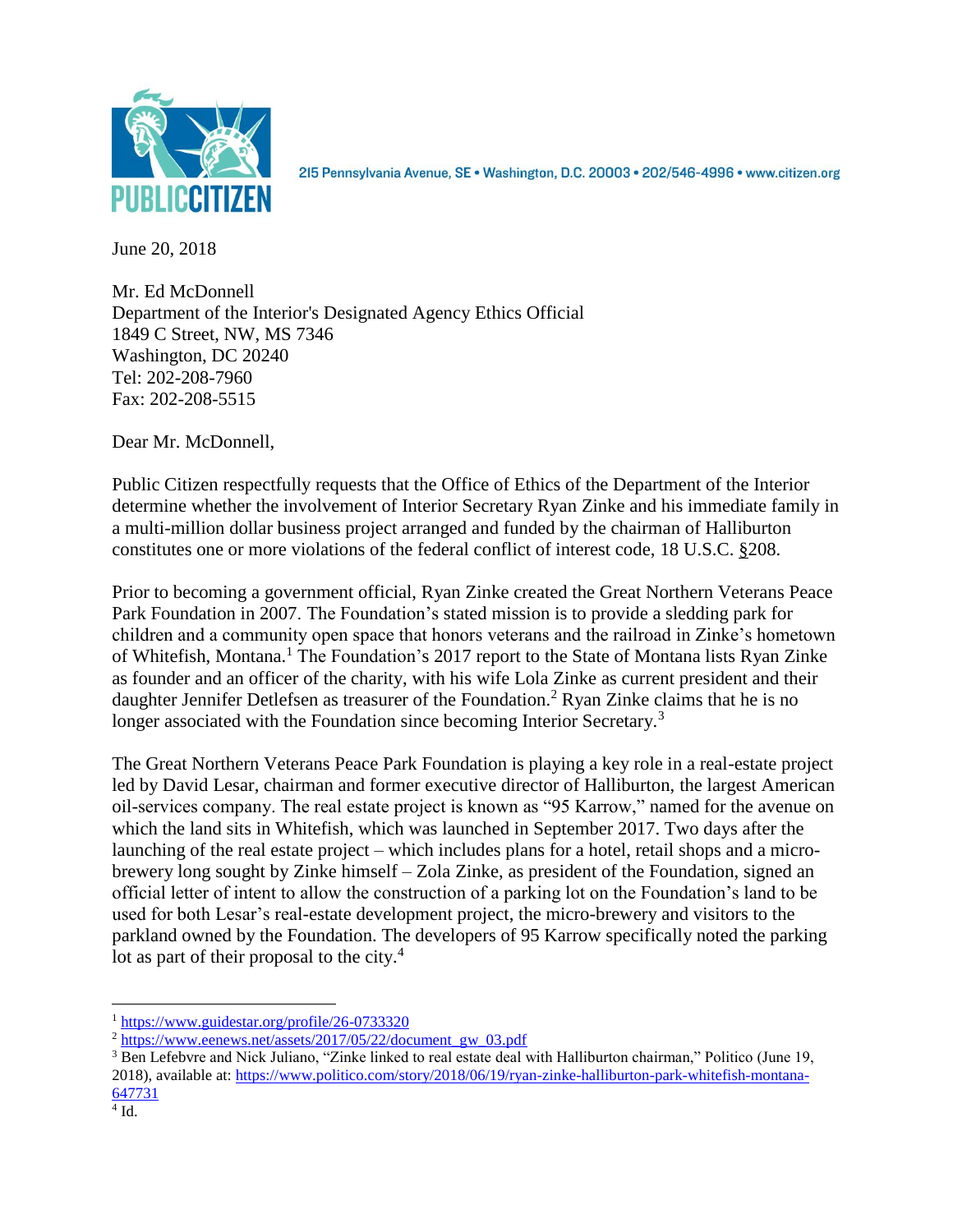PUBLIC CITIZEN

215 Pennsylvania Avenue, SE • Washington, D.C. 20003 • 202/546-4996 • www.citizen.org

June 20, 2018

Mr. Ed McDonnell
Department of the Interior's Designated Agency Ethics Official
1849 C Street, NW, MS 7346
Washington, DC 20240
Tel: 202-208-7960
Fax: 202-208-5515

Dear Mr. McDonnell,

Public Citizen respectfully requests that the Office of Ethics of the Department of the Interior determine whether the involvement of Interior Secretary Ryan Zinke and his immediate family in a multi-million dollar business project arranged and funded by the chairman of Halliburton constitutes one or more violations of the federal conflict of interest code, 18 U.S.C. §208.

Prior to becoming a government official, Ryan Zinke created the Great Northern Veterans Peace Park Foundation in 2007. The Foundation's stated mission is to provide a sledding park for children and a community open space that honors veterans and the railroad in Zinke's hometown of Whitefish, Montana.[1] The Foundation's 2017 report to the State of Montana lists Ryan Zinke as founder and an officer of the charity, with his wife Lola Zinke as current president and their daughter Jennifer Detlefsen as treasurer of the Foundation.[2] Ryan Zinke claims that he is no longer associated with the Foundation since becoming Interior Secretary.[3]

The Great Northern Veterans Peace Park Foundation is playing a key role in a real-estate project led by David Lesar, chairman and former executive director of Halliburton, the largest American oil-services company. The real estate project is known as "95 Karrow," named for the avenue on which the land sits in Whitefish, which was launched in September 2017. Two days after the launching of the real estate project – which includes plans for a hotel, retail shops and a micro-brewery long sought by Zinke himself – Zola Zinke, as president of the Foundation, signed an official letter of intent to allow the construction of a parking lot on the Foundation's land to be used for both Lesar's real-estate development project, the micro-brewery and visitors to the parkland owned by the Foundation. The developers of 95 Karrow specifically noted the parking lot as part of their proposal to the city.[4]

---

[1] https://www.guidestar.org/profile/26-0733320

[2] https://www.eenews.net/assets/2017/05/22/document_gw_03.pdf

[3] Ben Lefebvre and Nick Juliano, "Zinke linked to real estate deal with Halliburton chairman," Politico (June 19, 2018), available at: https://www.politico.com/story/2018/06/19/ryan-zinke-halliburton-park-whitefish-montana-647731

[4] Id.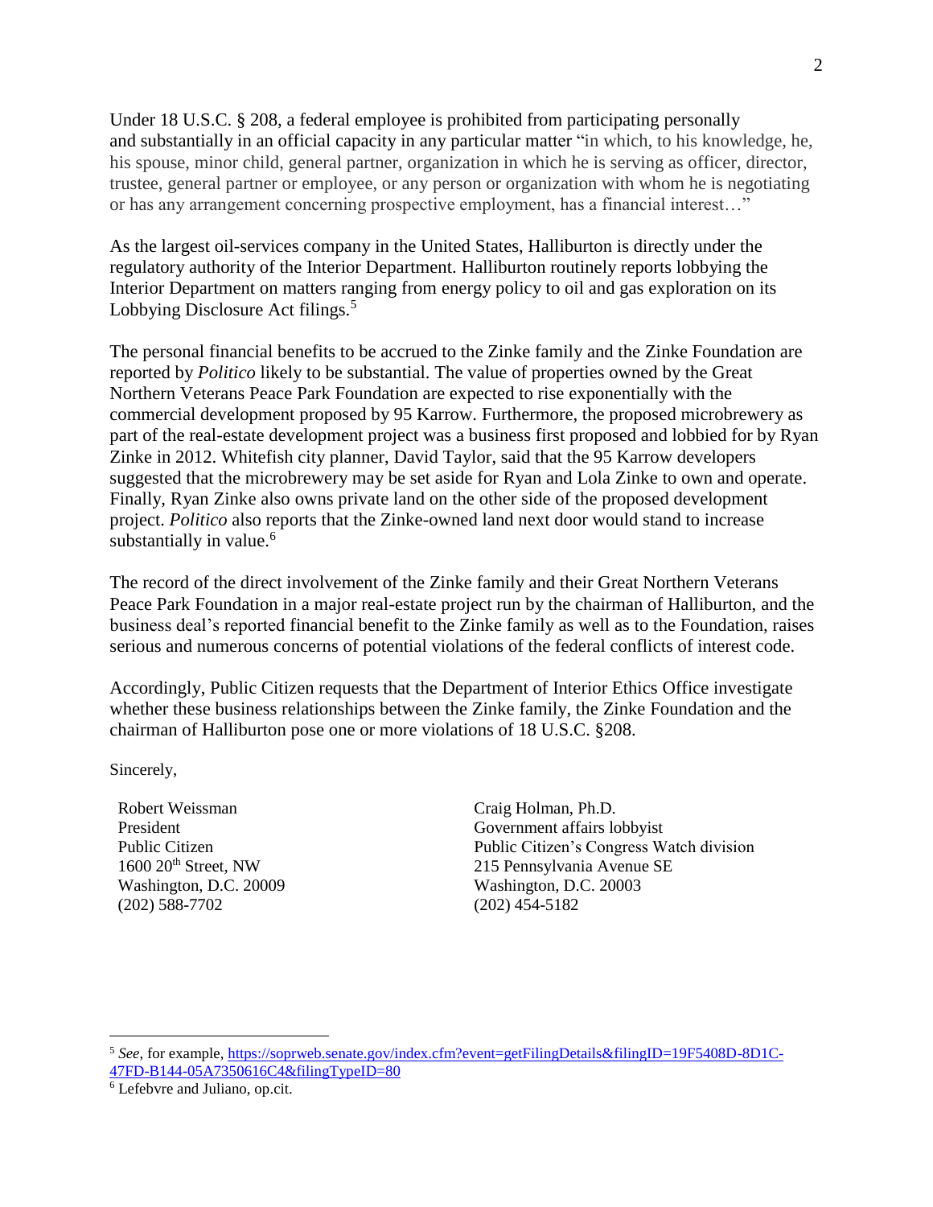Under 18 U.S.C. § 208, a federal employee is prohibited from participating personally and substantially in an official capacity in any particular matter "in which, to his knowledge, he, his spouse, minor child, general partner, organization in which he is serving as officer, director, trustee, general partner or employee, or any person or organization with whom he is negotiating or has any arrangement concerning prospective employment, has a financial interest…"

As the largest oil-services company in the United States, Halliburton is directly under the regulatory authority of the Interior Department. Halliburton routinely reports lobbying the Interior Department on matters ranging from energy policy to oil and gas exploration on its Lobbying Disclosure Act filings.[5]

The personal financial benefits to be accrued to the Zinke family and the Zinke Foundation are reported by *Politico* likely to be substantial. The value of properties owned by the Great Northern Veterans Peace Park Foundation are expected to rise exponentially with the commercial development proposed by 95 Karrow. Furthermore, the proposed microbrewery as part of the real-estate development project was a business first proposed and lobbied for by Ryan Zinke in 2012. Whitefish city planner, David Taylor, said that the 95 Karrow developers suggested that the microbrewery may be set aside for Ryan and Lola Zinke to own and operate. Finally, Ryan Zinke also owns private land on the other side of the proposed development project. *Politico* also reports that the Zinke-owned land next door would stand to increase substantially in value.[6]

The record of the direct involvement of the Zinke family and their Great Northern Veterans Peace Park Foundation in a major real-estate project run by the chairman of Halliburton, and the business deal's reported financial benefit to the Zinke family as well as to the Foundation, raises serious and numerous concerns of potential violations of the federal conflicts of interest code.

Accordingly, Public Citizen requests that the Department of Interior Ethics Office investigate whether these business relationships between the Zinke family, the Zinke Foundation and the chairman of Halliburton pose one or more violations of 18 U.S.C. §208.

Sincerely,

Robert Weissman
President
Public Citizen
1600 20th Street, NW
Washington, D.C. 20009
(202) 588-7702

Craig Holman, Ph.D.
Government affairs lobbyist
Public Citizen's Congress Watch division
215 Pennsylvania Avenue SE
Washington, D.C. 20003
(202) 454-5182

---

[5] *See*, for example, https://soprweb.senate.gov/index.cfm?event=getFilingDetails&filingID=19F5408D-8D1C-47FD-B144-05A7350616C4&filingTypeID=80

[6] Lefebvre and Juliano, op.cit.